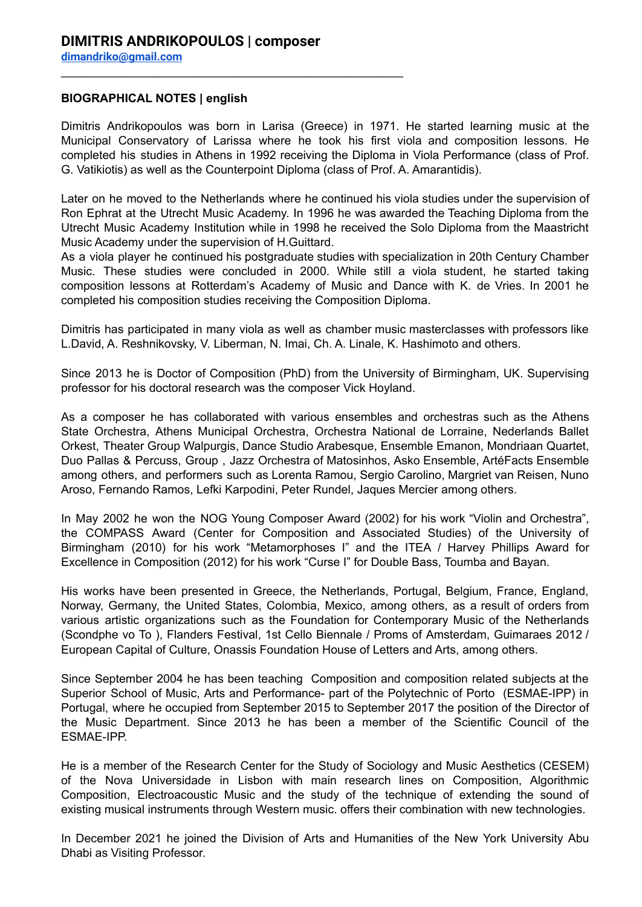# DIMITRIS ANDRIKOPOULOS | composer

dimandriko@gmail.com

---

**BIOGRAPHICAL NOTES | english**

Dimitris Andrikopoulos was born in Larisa (Greece) in 1971. He started learning music at the Municipal Conservatory of Larissa where he took his first viola and composition lessons. He completed his studies in Athens in 1992 receiving the Diploma in Viola Performance (class of Prof. G. Vatikiotis) as well as the Counterpoint Diploma (class of Prof. A. Amarantidis).

Later on he moved to the Netherlands where he continued his viola studies under the supervision of Ron Ephrat at the Utrecht Music Academy. In 1996 he was awarded the Teaching Diploma from the Utrecht Music Academy Institution while in 1998 he received the Solo Diploma from the Maastricht Music Academy under the supervision of H.Guittard.
As a viola player he continued his postgraduate studies with specialization in 20th Century Chamber Music. These studies were concluded in 2000. While still a viola student, he started taking composition lessons at Rotterdam's Academy of Music and Dance with K. de Vries. In 2001 he completed his composition studies receiving the Composition Diploma.

Dimitris has participated in many viola as well as chamber music masterclasses with professors like L.David, A. Reshnikovsky, V. Liberman, N. Imai, Ch. A. Linale, K. Hashimoto and others.

Since 2013 he is Doctor of Composition (PhD) from the University of Birmingham, UK. Supervising professor for his doctoral research was the composer Vick Hoyland.

As a composer he has collaborated with various ensembles and orchestras such as the Athens State Orchestra, Athens Municipal Orchestra, Orchestra National de Lorraine, Nederlands Ballet Orkest, Theater Group Walpurgis, Dance Studio Arabesque, Ensemble Emanon, Mondriaan Quartet, Duo Pallas & Percuss, Group , Jazz Orchestra of Matosinhos, Asko Ensemble, ArtéFacts Ensemble among others, and performers such as Lorenta Ramou, Sergio Carolino, Margriet van Reisen, Nuno Aroso, Fernando Ramos, Lefki Karpodini, Peter Rundel, Jaques Mercier among others.

In May 2002 he won the NOG Young Composer Award (2002) for his work "Violin and Orchestra", the COMPASS Award (Center for Composition and Associated Studies) of the University of Birmingham (2010) for his work "Metamorphoses I" and the ITEA / Harvey Phillips Award for Excellence in Composition (2012) for his work "Curse I" for Double Bass, Toumba and Bayan.

His works have been presented in Greece, the Netherlands, Portugal, Belgium, France, England, Norway, Germany, the United States, Colombia, Mexico, among others, as a result of orders from various artistic organizations such as the Foundation for Contemporary Music of the Netherlands (Scondphe vo To ), Flanders Festival, 1st Cello Biennale / Proms of Amsterdam, Guimaraes 2012 / European Capital of Culture, Onassis Foundation House of Letters and Arts, among others.

Since September 2004 he has been teaching Composition and composition related subjects at the Superior School of Music, Arts and Performance- part of the Polytechnic of Porto (ESMAE-IPP) in Portugal, where he occupied from September 2015 to September 2017 the position of the Director of the Music Department. Since 2013 he has been a member of the Scientific Council of the ESMAE-IPP.

He is a member of the Research Center for the Study of Sociology and Music Aesthetics (CESEM) of the Nova Universidade in Lisbon with main research lines on Composition, Algorithmic Composition, Electroacoustic Music and the study of the technique of extending the sound of existing musical instruments through Western music. offers their combination with new technologies.

In December 2021 he joined the Division of Arts and Humanities of the New York University Abu Dhabi as Visiting Professor.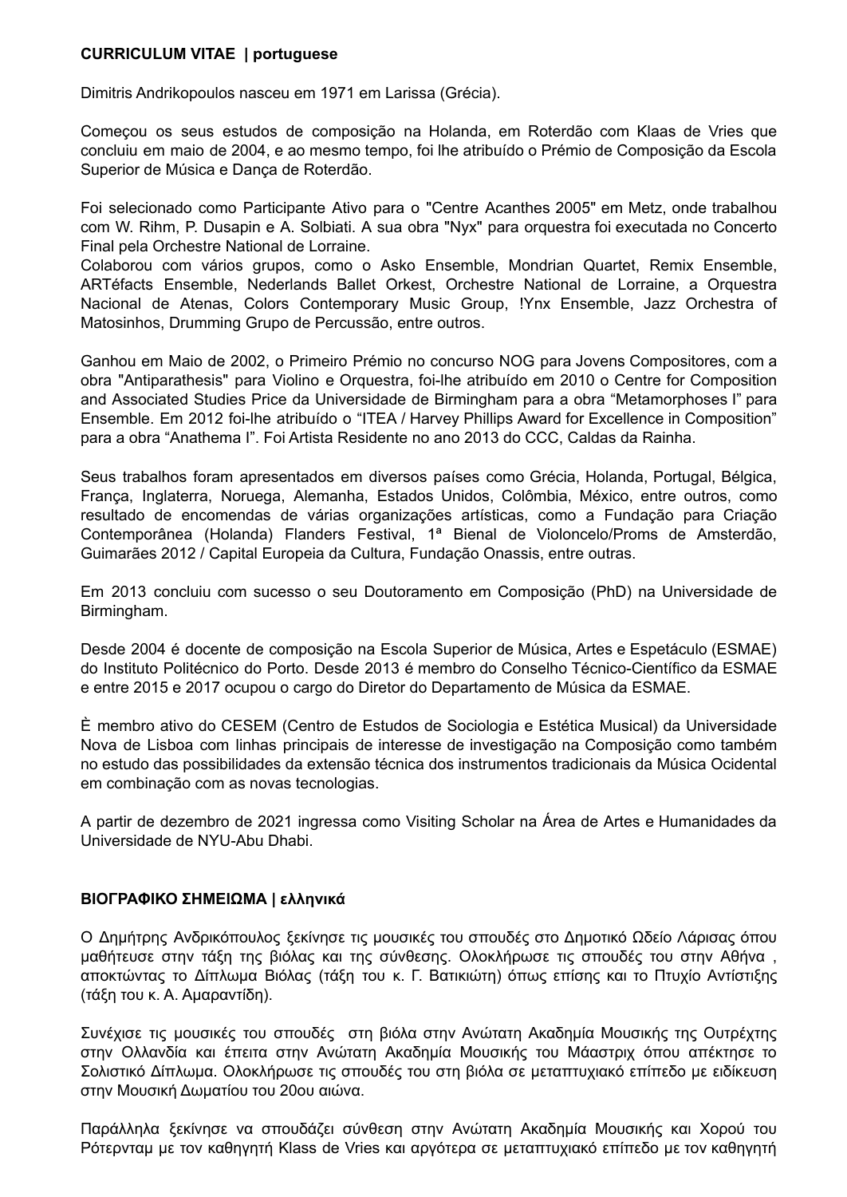**CURRICULUM VITAE | portuguese**

Dimitris Andrikopoulos nasceu em 1971 em Larissa (Grécia).

Começou os seus estudos de composição na Holanda, em Roterdão com Klaas de Vries que concluiu em maio de 2004, e ao mesmo tempo, foi lhe atribuído o Prémio de Composição da Escola Superior de Música e Dança de Roterdão.

Foi selecionado como Participante Ativo para o "Centre Acanthes 2005" em Metz, onde trabalhou com W. Rihm, P. Dusapin e A. Solbiati. A sua obra "Nyx" para orquestra foi executada no Concerto Final pela Orchestre National de Lorraine.
Colaborou com vários grupos, como o Asko Ensemble, Mondrian Quartet, Remix Ensemble, ARTéfacts Ensemble, Nederlands Ballet Orkest, Orchestre National de Lorraine, a Orquestra Nacional de Atenas, Colors Contemporary Music Group, !Ynx Ensemble, Jazz Orchestra of Matosinhos, Drumming Grupo de Percussão, entre outros.

Ganhou em Maio de 2002, o Primeiro Prémio no concurso NOG para Jovens Compositores, com a obra "Antiparathesis" para Violino e Orquestra, foi-lhe atribuído em 2010 o Centre for Composition and Associated Studies Price da Universidade de Birmingham para a obra "Metamorphoses I" para Ensemble. Em 2012 foi-lhe atribuído o "ITEA / Harvey Phillips Award for Excellence in Composition" para a obra "Anathema I". Foi Artista Residente no ano 2013 do CCC, Caldas da Rainha.

Seus trabalhos foram apresentados em diversos países como Grécia, Holanda, Portugal, Bélgica, França, Inglaterra, Noruega, Alemanha, Estados Unidos, Colômbia, México, entre outros, como resultado de encomendas de várias organizações artísticas, como a Fundação para Criação Contemporânea (Holanda) Flanders Festival, 1ª Bienal de Violoncelo/Proms de Amsterdão, Guimarães 2012 / Capital Europeia da Cultura, Fundação Onassis, entre outras.

Em 2013 concluiu com sucesso o seu Doutoramento em Composição (PhD) na Universidade de Birmingham.

Desde 2004 é docente de composição na Escola Superior de Música, Artes e Espetáculo (ESMAE) do Instituto Politécnico do Porto. Desde 2013 é membro do Conselho Técnico-Científico da ESMAE e entre 2015 e 2017 ocupou o cargo do Diretor do Departamento de Música da ESMAE.

È membro ativo do CESEM (Centro de Estudos de Sociologia e Estética Musical) da Universidade Nova de Lisboa com linhas principais de interesse de investigação na Composição como também no estudo das possibilidades da extensão técnica dos instrumentos tradicionais da Música Ocidental em combinação com as novas tecnologias.

A partir de dezembro de 2021 ingressa como Visiting Scholar na Área de Artes e Humanidades da Universidade de NYU-Abu Dhabi.

**ΒΙΟΓΡΑΦΙΚΟ ΣΗΜΕΙΩΜΑ | ελληνικά**

Ο Δημήτρης Ανδρικόπουλος ξεκίνησε τις μουσικές του σπουδές στο Δημοτικό Ωδείο Λάρισας όπου μαθήτευσε στην τάξη της βιόλας και της σύνθεσης. Ολοκλήρωσε τις σπουδές του στην Αθήνα , αποκτώντας το Δίπλωμα Βιόλας (τάξη του κ. Γ. Βατικιώτη) όπως επίσης και το Πτυχίο Αντίστιξης (τάξη του κ. Α. Αμαραντίδη).

Συνέχισε τις μουσικές του σπουδές στη βιόλα στην Ανώτατη Ακαδημία Μουσικής της Ουτρέχτης στην Ολλανδία και έπειτα στην Ανώτατη Ακαδημία Μουσικής του Μάαστριχ όπου απέκτησε το Σολιστικό Δίπλωμα. Ολοκλήρωσε τις σπουδές του στη βιόλα σε μεταπτυχιακό επίπεδο με ειδίκευση στην Μουσική Δωματίου του 20ου αιώνα.

Παράλληλα ξεκίνησε να σπουδάζει σύνθεση στην Ανώτατη Ακαδημία Μουσικής και Χορού του Ρότερνταμ με τον καθηγητή Klass de Vries και αργότερα σε μεταπτυχιακό επίπεδο με τον καθηγητή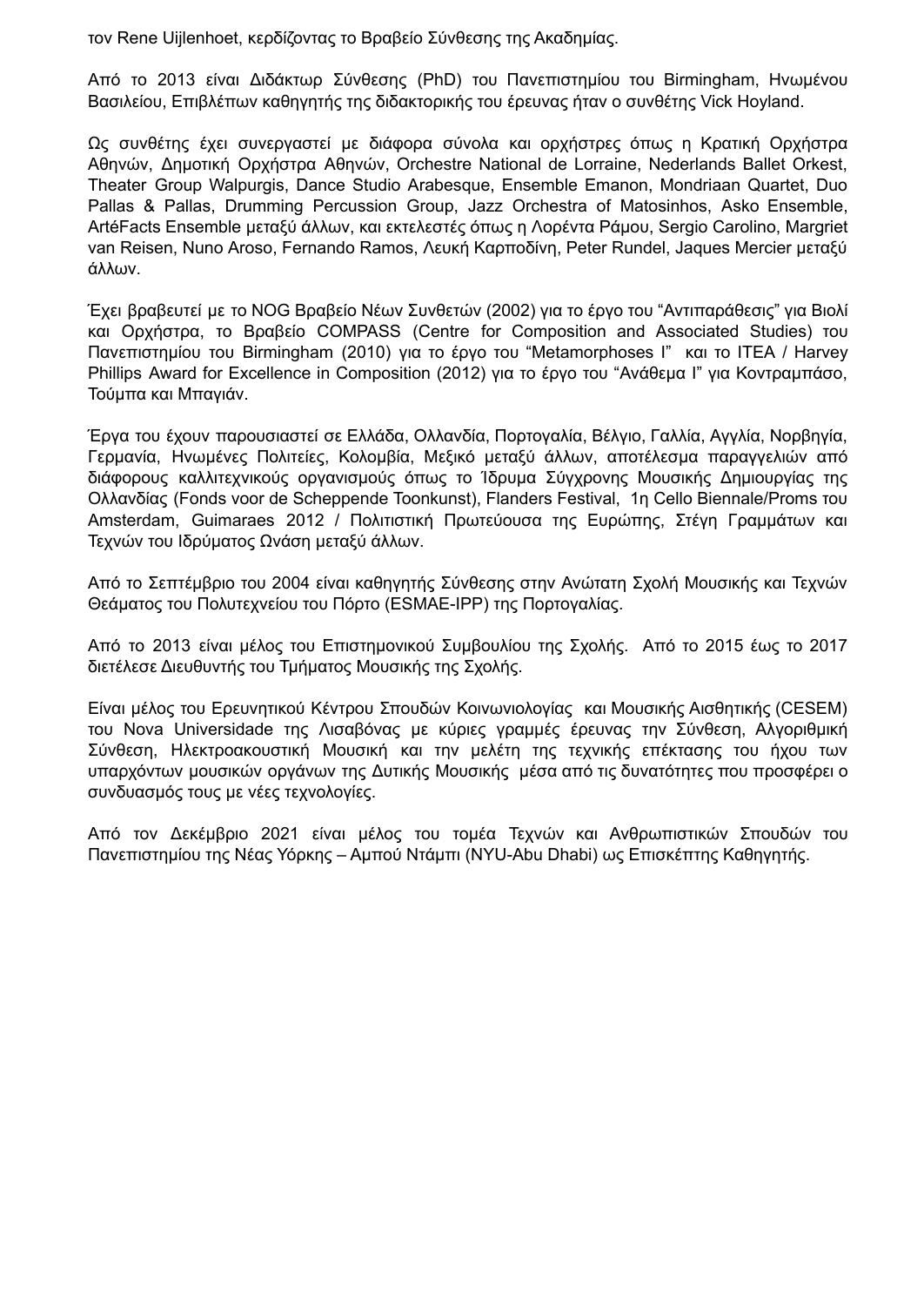τον Rene Uijlenhoet, κερδίζοντας το Βραβείο Σύνθεσης της Ακαδημίας.

Από το 2013 είναι Διδάκτωρ Σύνθεσης (PhD) του Πανεπιστημίου του Birmingham, Ηνωμένου Βασιλείου, Επιβλέπων καθηγητής της διδακτορικής του έρευνας ήταν ο συνθέτης Vick Hoyland.

Ως συνθέτης έχει συνεργαστεί με διάφορα σύνολα και ορχήστρες όπως η Κρατική Ορχήστρα Αθηνών, Δημοτική Ορχήστρα Αθηνών, Orchestre National de Lorraine, Nederlands Ballet Orkest, Theater Group Walpurgis, Dance Studio Arabesque, Ensemble Emanon, Mondriaan Quartet, Duo Pallas & Pallas, Drumming Percussion Group, Jazz Orchestra of Matosinhos, Asko Ensemble, ArtéFacts Ensemble μεταξύ άλλων, και εκτελεστές όπως η Λορέντα Ράμου, Sergio Carolino, Margriet van Reisen, Nuno Aroso, Fernando Ramos, Λευκή Καρποδίνη, Peter Rundel, Jaques Mercier μεταξύ άλλων.

Έχει βραβευτεί με το NOG Βραβείο Νέων Συνθετών (2002) για το έργο του "Αντιπαράθεσις" για Βιολί και Ορχήστρα, το Βραβείο COMPASS (Centre for Composition and Associated Studies) του Πανεπιστημίου του Birmingham (2010) για το έργο του "Metamorphoses I" και το ITEA / Harvey Phillips Award for Excellence in Composition (2012) για το έργο του "Ανάθεμα I" για Κοντραμπάσο, Τούμπα και Μπαγιάν.

Έργα του έχουν παρουσιαστεί σε Ελλάδα, Ολλανδία, Πορτογαλία, Βέλγιο, Γαλλία, Αγγλία, Νορβηγία, Γερμανία, Ηνωμένες Πολιτείες, Κολομβία, Μεξικό μεταξύ άλλων, αποτέλεσμα παραγγελιών από διάφορους καλλιτεχνικούς οργανισμούς όπως το Ίδρυμα Σύγχρονης Μουσικής Δημιουργίας της Ολλανδίας (Fonds voor de Scheppende Toonkunst), Flanders Festival, 1η Cello Biennale/Proms του Amsterdam, Guimaraes 2012 / Πολιτιστική Πρωτεύουσα της Ευρώπης, Στέγη Γραμμάτων και Τεχνών του Ιδρύματος Ωνάση μεταξύ άλλων.

Από το Σεπτέμβριο του 2004 είναι καθηγητής Σύνθεσης στην Ανώτατη Σχολή Μουσικής και Τεχνών Θεάματος του Πολυτεχνείου του Πόρτο (ESMAE-IPP) της Πορτογαλίας.

Από το 2013 είναι μέλος του Επιστημονικού Συμβουλίου της Σχολής. Από το 2015 έως το 2017 διετέλεσε Διευθυντής του Τμήματος Μουσικής της Σχολής.

Είναι μέλος του Ερευνητικού Κέντρου Σπουδών Κοινωνιολογίας και Μουσικής Αισθητικής (CESEM) του Nova Universidade της Λισαβόνας με κύριες γραμμές έρευνας την Σύνθεση, Αλγοριθμική Σύνθεση, Ηλεκτροακουστική Μουσική και την μελέτη της τεχνικής επέκτασης του ήχου των υπαρχόντων μουσικών οργάνων της Δυτικής Μουσικής μέσα από τις δυνατότητες που προσφέρει ο συνδυασμός τους με νέες τεχνολογίες.

Από τον Δεκέμβριο 2021 είναι μέλος του τομέα Τεχνών και Ανθρωπιστικών Σπουδών του Πανεπιστημίου της Νέας Υόρκης – Αμπού Ντάμπι (NYU-Abu Dhabi) ως Επισκέπτης Καθηγητής.